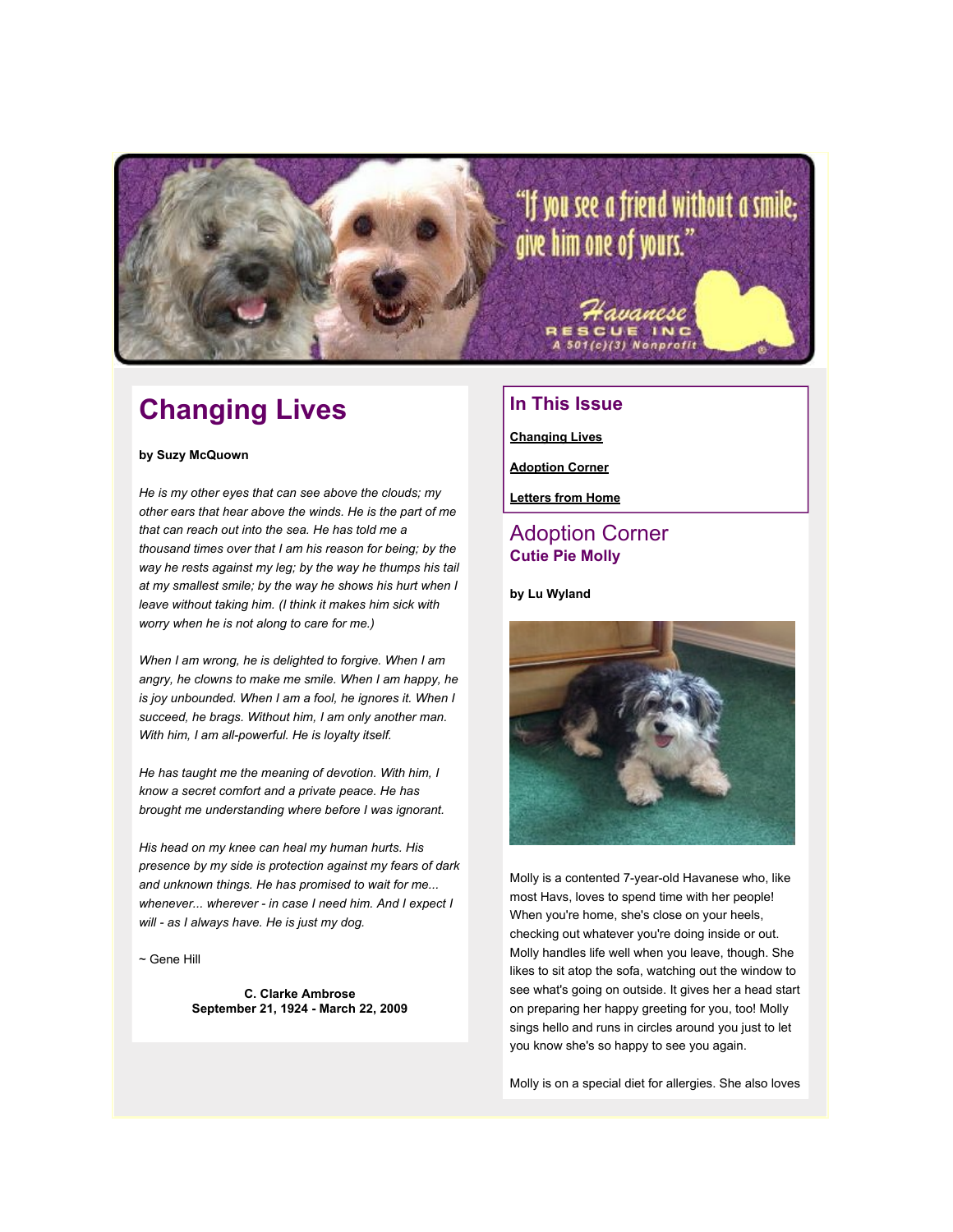"If you see a friend without a smile; give him one of yours."

Havanese Rescue Inc
A 501(c)(3) Nonprofit

# Changing Lives

**by Suzy McQuown**

*He is my other eyes that can see above the clouds; my other ears that hear above the winds. He is the part of me that can reach out into the sea. He has told me a thousand times over that I am his reason for being; by the way he rests against my leg; by the way he thumps his tail at my smallest smile; by the way he shows his hurt when I leave without taking him. (I think it makes him sick with worry when he is not along to care for me.)*

*When I am wrong, he is delighted to forgive. When I am angry, he clowns to make me smile. When I am happy, he is joy unbounded. When I am a fool, he ignores it. When I succeed, he brags. Without him, I am only another man. With him, I am all-powerful. He is loyalty itself.*

*He has taught me the meaning of devotion. With him, I know a secret comfort and a private peace. He has brought me understanding where before I was ignorant.*

*His head on my knee can heal my human hurts. His presence by my side is protection against my fears of dark and unknown things. He has promised to wait for me... whenever... wherever - in case I need him. And I expect I will - as I always have. He is just my dog.*

~ Gene Hill

**C. Clarke Ambrose**
**September 21, 1924 - March 22, 2009**

## In This Issue

**Changing Lives**

**Adoption Corner**

**Letters from Home**

## Adoption Corner

### Cutie Pie Molly

**by Lu Wyland**

Molly is a contented 7-year-old Havanese who, like most Havs, loves to spend time with her people! When you're home, she's close on your heels, checking out whatever you're doing inside or out. Molly handles life well when you leave, though. She likes to sit atop the sofa, watching out the window to see what's going on outside. It gives her a head start on preparing her happy greeting for you, too! Molly sings hello and runs in circles around you just to let you know she's so happy to see you again.

Molly is on a special diet for allergies. She also loves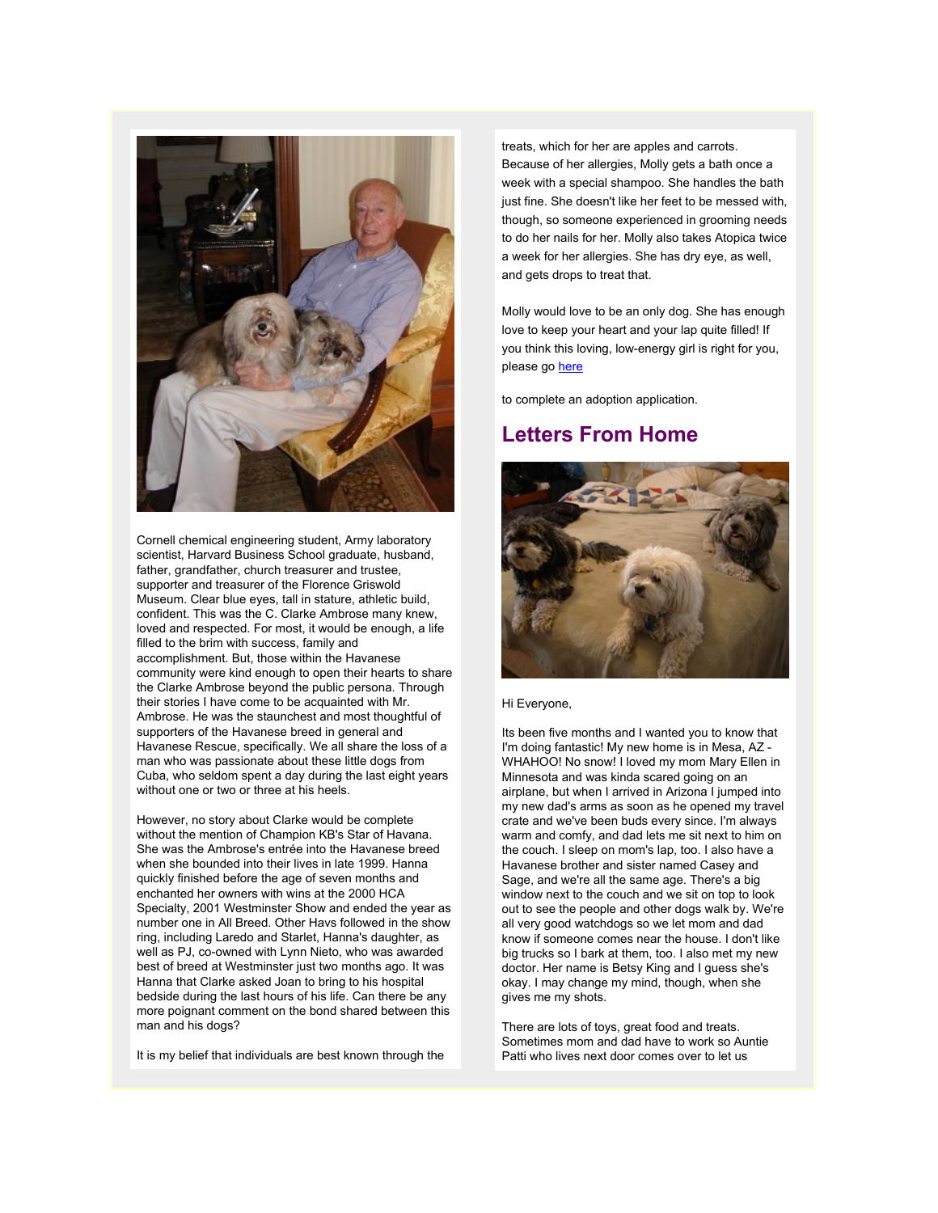Cornell chemical engineering student, Army laboratory scientist, Harvard Business School graduate, husband, father, grandfather, church treasurer and trustee, supporter and treasurer of the Florence Griswold Museum. Clear blue eyes, tall in stature, athletic build, confident. This was the C. Clarke Ambrose many knew, loved and respected. For most, it would be enough, a life filled to the brim with success, family and accomplishment. But, those within the Havanese community were kind enough to open their hearts to share the Clarke Ambrose beyond the public persona. Through their stories I have come to be acquainted with Mr. Ambrose. He was the staunchest and most thoughtful of supporters of the Havanese breed in general and Havanese Rescue, specifically. We all share the loss of a man who was passionate about these little dogs from Cuba, who seldom spent a day during the last eight years without one or two or three at his heels.

However, no story about Clarke would be complete without the mention of Champion KB's Star of Havana. She was the Ambrose's entrée into the Havanese breed when she bounded into their lives in late 1999. Hanna quickly finished before the age of seven months and enchanted her owners with wins at the 2000 HCA Specialty, 2001 Westminster Show and ended the year as number one in All Breed. Other Havs followed in the show ring, including Laredo and Starlet, Hanna's daughter, as well as PJ, co-owned with Lynn Nieto, who was awarded best of breed at Westminster just two months ago. It was Hanna that Clarke asked Joan to bring to his hospital bedside during the last hours of his life. Can there be any more poignant comment on the bond shared between this man and his dogs?

It is my belief that individuals are best known through the

treats, which for her are apples and carrots. Because of her allergies, Molly gets a bath once a week with a special shampoo. She handles the bath just fine. She doesn't like her feet to be messed with, though, so someone experienced in grooming needs to do her nails for her. Molly also takes Atopica twice a week for her allergies. She has dry eye, as well, and gets drops to treat that.

Molly would love to be an only dog. She has enough love to keep your heart and your lap quite filled! If you think this loving, low-energy girl is right for you, please go here

to complete an adoption application.

## Letters From Home

Hi Everyone,

Its been five months and I wanted you to know that I'm doing fantastic! My new home is in Mesa, AZ - WHAHOO! No snow! I loved my mom Mary Ellen in Minnesota and was kinda scared going on an airplane, but when I arrived in Arizona I jumped into my new dad's arms as soon as he opened my travel crate and we've been buds every since. I'm always warm and comfy, and dad lets me sit next to him on the couch. I sleep on mom's lap, too. I also have a Havanese brother and sister named Casey and Sage, and we're all the same age. There's a big window next to the couch and we sit on top to look out to see the people and other dogs walk by. We're all very good watchdogs so we let mom and dad know if someone comes near the house. I don't like big trucks so I bark at them, too. I also met my new doctor. Her name is Betsy King and I guess she's okay. I may change my mind, though, when she gives me my shots.

There are lots of toys, great food and treats. Sometimes mom and dad have to work so Auntie Patti who lives next door comes over to let us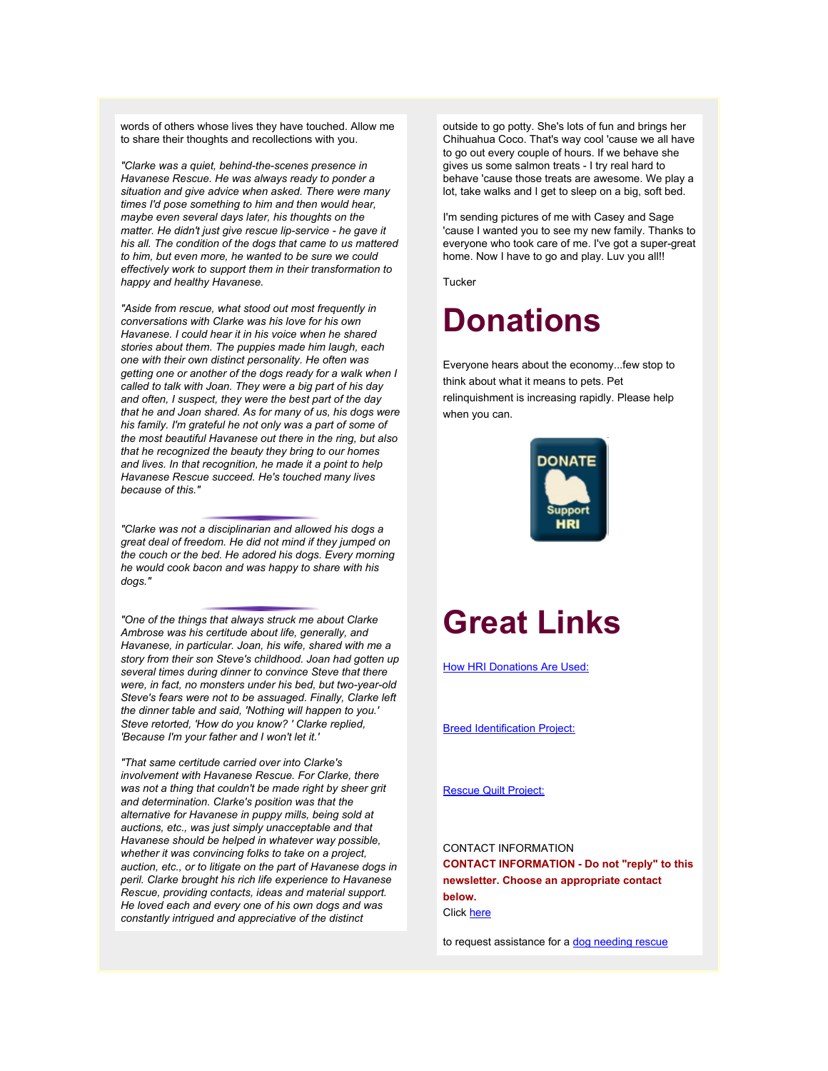words of others whose lives they have touched. Allow me to share their thoughts and recollections with you.

*"Clarke was a quiet, behind-the-scenes presence in Havanese Rescue. He was always ready to ponder a situation and give advice when asked. There were many times I'd pose something to him and then would hear, maybe even several days later, his thoughts on the matter. He didn't just give rescue lip-service - he gave it his all. The condition of the dogs that came to us mattered to him, but even more, he wanted to be sure we could effectively work to support them in their transformation to happy and healthy Havanese.*

*"Aside from rescue, what stood out most frequently in conversations with Clarke was his love for his own Havanese. I could hear it in his voice when he shared stories about them. The puppies made him laugh, each one with their own distinct personality. He often was getting one or another of the dogs ready for a walk when I called to talk with Joan. They were a big part of his day and often, I suspect, they were the best part of the day that he and Joan shared. As for many of us, his dogs were his family. I'm grateful he not only was a part of some of the most beautiful Havanese out there in the ring, but also that he recognized the beauty they bring to our homes and lives. In that recognition, he made it a point to help Havanese Rescue succeed. He's touched many lives because of this."*

---

*"Clarke was not a disciplinarian and allowed his dogs a great deal of freedom. He did not mind if they jumped on the couch or the bed. He adored his dogs. Every morning he would cook bacon and was happy to share with his dogs."*

---

*"One of the things that always struck me about Clarke Ambrose was his certitude about life, generally, and Havanese, in particular. Joan, his wife, shared with me a story from their son Steve's childhood. Joan had gotten up several times during dinner to convince Steve that there were, in fact, no monsters under his bed, but two-year-old Steve's fears were not to be assuaged. Finally, Clarke left the dinner table and said, 'Nothing will happen to you.' Steve retorted, 'How do you know? ' Clarke replied, 'Because I'm your father and I won't let it.'*

*"That same certitude carried over into Clarke's involvement with Havanese Rescue. For Clarke, there was not a thing that couldn't be made right by sheer grit and determination. Clarke's position was that the alternative for Havanese in puppy mills, being sold at auctions, etc., was just simply unacceptable and that Havanese should be helped in whatever way possible, whether it was convincing folks to take on a project, auction, etc., or to litigate on the part of Havanese dogs in peril. Clarke brought his rich life experience to Havanese Rescue, providing contacts, ideas and material support. He loved each and every one of his own dogs and was constantly intrigued and appreciative of the distinct*

outside to go potty. She's lots of fun and brings her Chihuahua Coco. That's way cool 'cause we all have to go out every couple of hours. If we behave she gives us some salmon treats - I try real hard to behave 'cause those treats are awesome. We play a lot, take walks and I get to sleep on a big, soft bed.

I'm sending pictures of me with Casey and Sage 'cause I wanted you to see my new family. Thanks to everyone who took care of me. I've got a super-great home. Now I have to go and play. Luv you all!!

Tucker

# Donations

Everyone hears about the economy...few stop to think about what it means to pets. Pet relinquishment is increasing rapidly. Please help when you can.

DONATE Support HRI

# Great Links

[How HRI Donations Are Used:]

[Breed Identification Project:]

[Rescue Quilt Project:]

CONTACT INFORMATION

**CONTACT INFORMATION - Do not "reply" to this newsletter. Choose an appropriate contact below.**

Click [here]

to request assistance for a [dog needing rescue]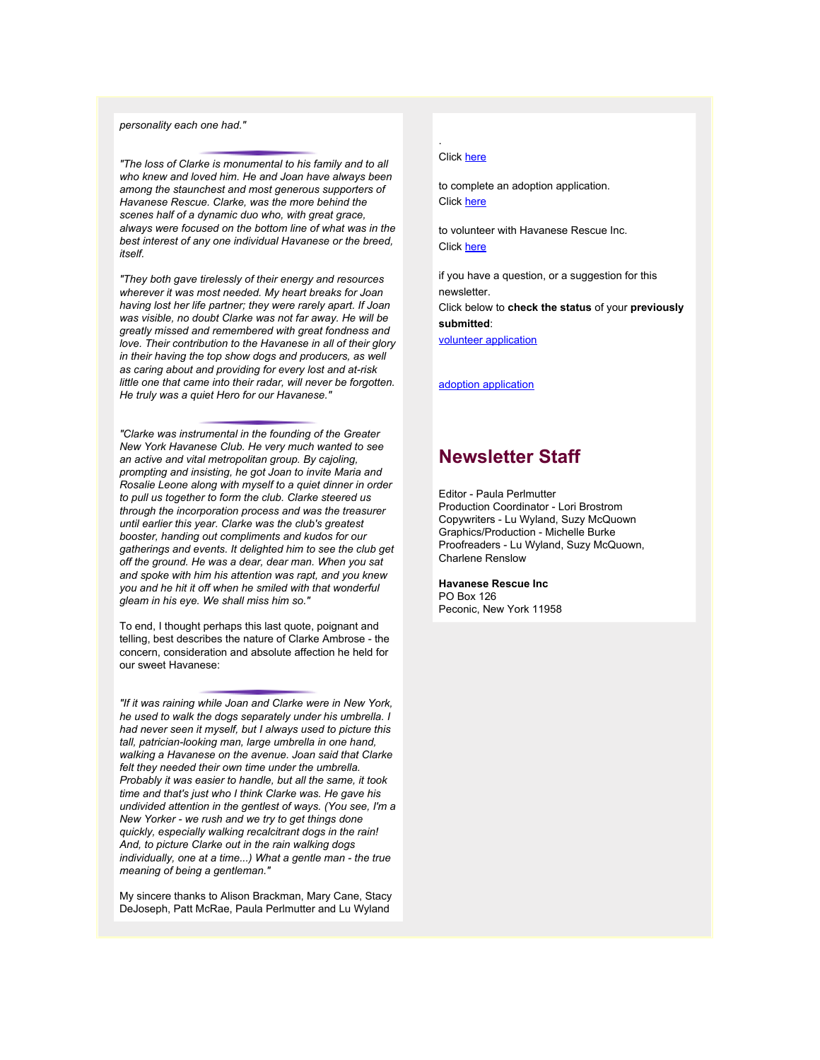*personality each one had."*

*"The loss of Clarke is monumental to his family and to all who knew and loved him. He and Joan have always been among the staunchest and most generous supporters of Havanese Rescue. Clarke, was the more behind the scenes half of a dynamic duo who, with great grace, always were focused on the bottom line of what was in the best interest of any one individual Havanese or the breed, itself.*

*"They both gave tirelessly of their energy and resources wherever it was most needed. My heart breaks for Joan having lost her life partner; they were rarely apart. If Joan was visible, no doubt Clarke was not far away. He will be greatly missed and remembered with great fondness and love. Their contribution to the Havanese in all of their glory in their having the top show dogs and producers, as well as caring about and providing for every lost and at-risk little one that came into their radar, will never be forgotten. He truly was a quiet Hero for our Havanese."*

*"Clarke was instrumental in the founding of the Greater New York Havanese Club. He very much wanted to see an active and vital metropolitan group. By cajoling, prompting and insisting, he got Joan to invite Maria and Rosalie Leone along with myself to a quiet dinner in order to pull us together to form the club. Clarke steered us through the incorporation process and was the treasurer until earlier this year. Clarke was the club's greatest booster, handing out compliments and kudos for our gatherings and events. It delighted him to see the club get off the ground. He was a dear, dear man. When you sat and spoke with him his attention was rapt, and you knew you and he hit it off when he smiled with that wonderful gleam in his eye. We shall miss him so."*

To end, I thought perhaps this last quote, poignant and telling, best describes the nature of Clarke Ambrose - the concern, consideration and absolute affection he held for our sweet Havanese:

*"If it was raining while Joan and Clarke were in New York, he used to walk the dogs separately under his umbrella. I had never seen it myself, but I always used to picture this tall, patrician-looking man, large umbrella in one hand, walking a Havanese on the avenue. Joan said that Clarke felt they needed their own time under the umbrella. Probably it was easier to handle, but all the same, it took time and that's just who I think Clarke was. He gave his undivided attention in the gentlest of ways. (You see, I'm a New Yorker - we rush and we try to get things done quickly, especially walking recalcitrant dogs in the rain! And, to picture Clarke out in the rain walking dogs individually, one at a time...) What a gentle man - the true meaning of being a gentleman."*

My sincere thanks to Alison Brackman, Mary Cane, Stacy DeJoseph, Patt McRae, Paula Perlmutter and Lu Wyland

.

Click here

to complete an adoption application.

Click here

to volunteer with Havanese Rescue Inc.

Click here

if you have a question, or a suggestion for this newsletter.

Click below to **check the status** of your **previously submitted**:

volunteer application

adoption application

## Newsletter Staff

Editor - Paula Perlmutter
Production Coordinator - Lori Brostrom
Copywriters - Lu Wyland, Suzy McQuown
Graphics/Production - Michelle Burke
Proofreaders - Lu Wyland, Suzy McQuown, Charlene Renslow

**Havanese Rescue Inc**
PO Box 126
Peconic, New York 11958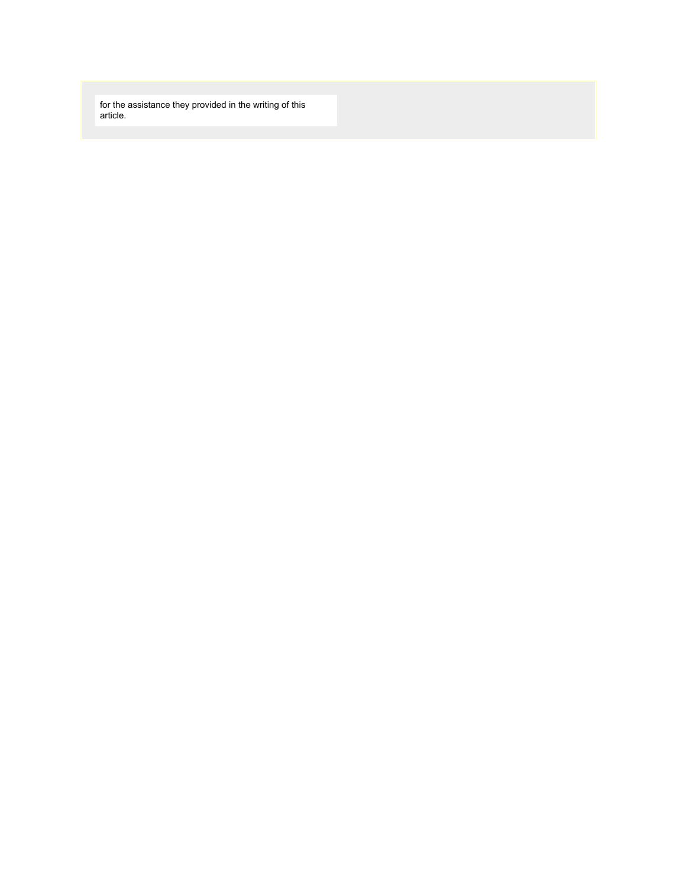for the assistance they provided in the writing of this article.